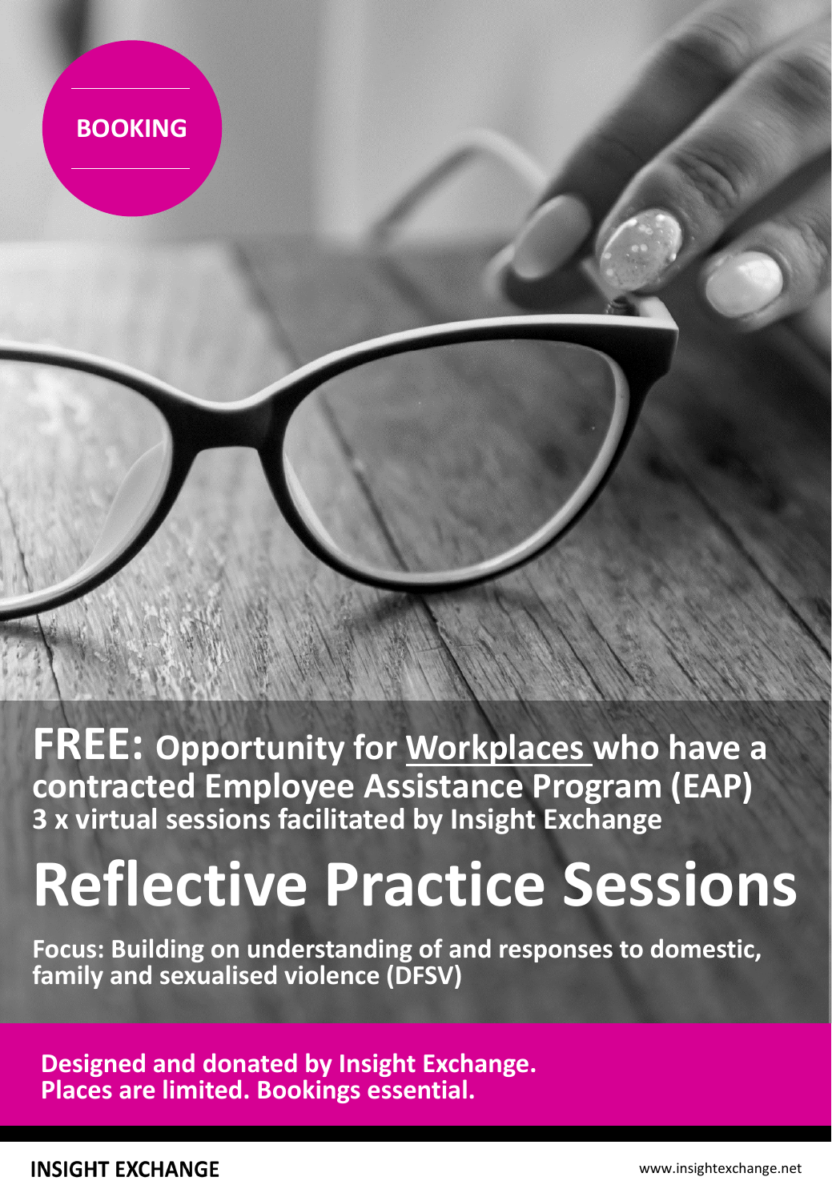**BOOKING**

**FREE:** **Opportunity for Workplaces who have a contracted Employee Assistance Program (EAP)**
**3 x virtual sessions facilitated by Insight Exchange**

# Reflective Practice Sessions

**Focus: Building on understanding of and responses to domestic, family and sexualised violence (DFSV)**

**Designed and donated by Insight Exchange.**
**Places are limited. Bookings essential.**

**INSIGHT EXCHANGE**

www.insightexchange.net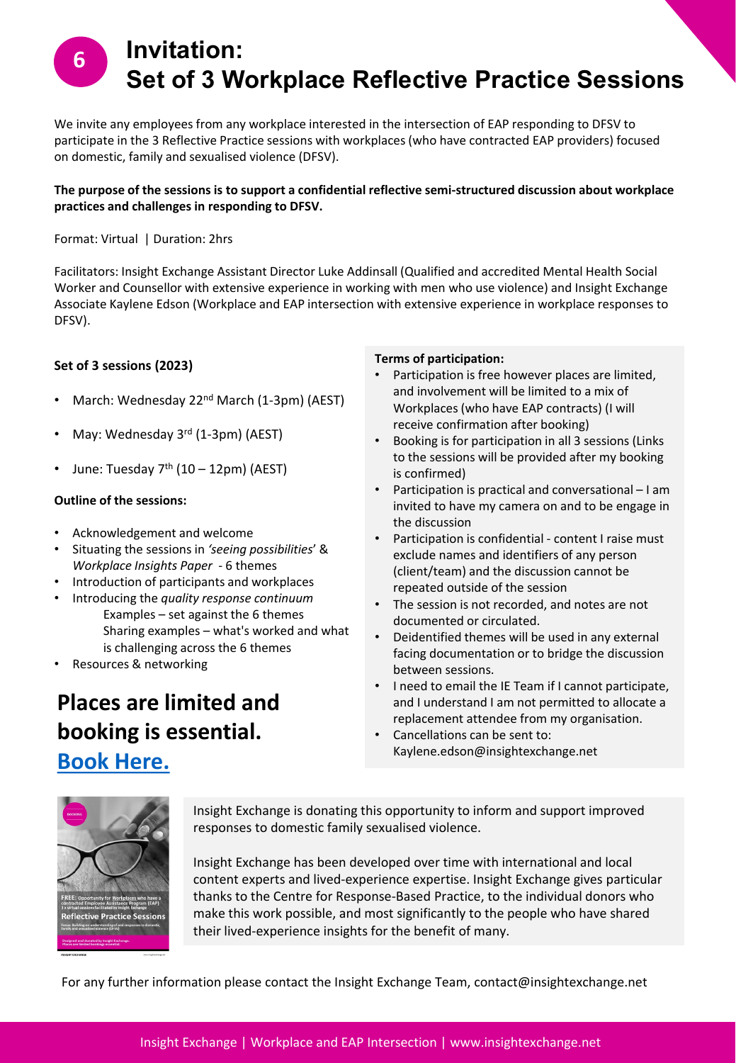# 6 Invitation: Set of 3 Workplace Reflective Practice Sessions

We invite any employees from any workplace interested in the intersection of EAP responding to DFSV to participate in the 3 Reflective Practice sessions with workplaces (who have contracted EAP providers) focused on domestic, family and sexualised violence (DFSV).

**The purpose of the sessions is to support a confidential reflective semi-structured discussion about workplace practices and challenges in responding to DFSV.**

Format: Virtual | Duration: 2hrs

Facilitators: Insight Exchange Assistant Director Luke Addinsall (Qualified and accredited Mental Health Social Worker and Counsellor with extensive experience in working with men who use violence) and Insight Exchange Associate Kaylene Edson (Workplace and EAP intersection with extensive experience in workplace responses to DFSV).

**Set of 3 sessions (2023)**

- March: Wednesday 22nd March (1-3pm) (AEST)
- May: Wednesday 3rd (1-3pm) (AEST)
- June: Tuesday 7th (10 – 12pm) (AEST)

**Outline of the sessions:**

- Acknowledgement and welcome
- Situating the sessions in *'seeing possibilities'* & *Workplace Insights Paper* - 6 themes
- Introduction of participants and workplaces
- Introducing the *quality response continuum*
  - Examples – set against the 6 themes
  - Sharing examples – what's worked and what is challenging across the 6 themes
- Resources & networking

## Places are limited and booking is essential. Book Here.

**Terms of participation:**

- Participation is free however places are limited, and involvement will be limited to a mix of Workplaces (who have EAP contracts) (I will receive confirmation after booking)
- Booking is for participation in all 3 sessions (Links to the sessions will be provided after my booking is confirmed)
- Participation is practical and conversational – I am invited to have my camera on and to be engage in the discussion
- Participation is confidential - content I raise must exclude names and identifiers of any person (client/team) and the discussion cannot be repeated outside of the session
- The session is not recorded, and notes are not documented or circulated.
- Deidentified themes will be used in any external facing documentation or to bridge the discussion between sessions.
- I need to email the IE Team if I cannot participate, and I understand I am not permitted to allocate a replacement attendee from my organisation.
- Cancellations can be sent to: Kaylene.edson@insightexchange.net

Insight Exchange is donating this opportunity to inform and support improved responses to domestic family sexualised violence.

Insight Exchange has been developed over time with international and local content experts and lived-experience expertise. Insight Exchange gives particular thanks to the Centre for Response-Based Practice, to the individual donors who make this work possible, and most significantly to the people who have shared their lived-experience insights for the benefit of many.

For any further information please contact the Insight Exchange Team, contact@insightexchange.net

Insight Exchange | Workplace and EAP Intersection | www.insightexchange.net